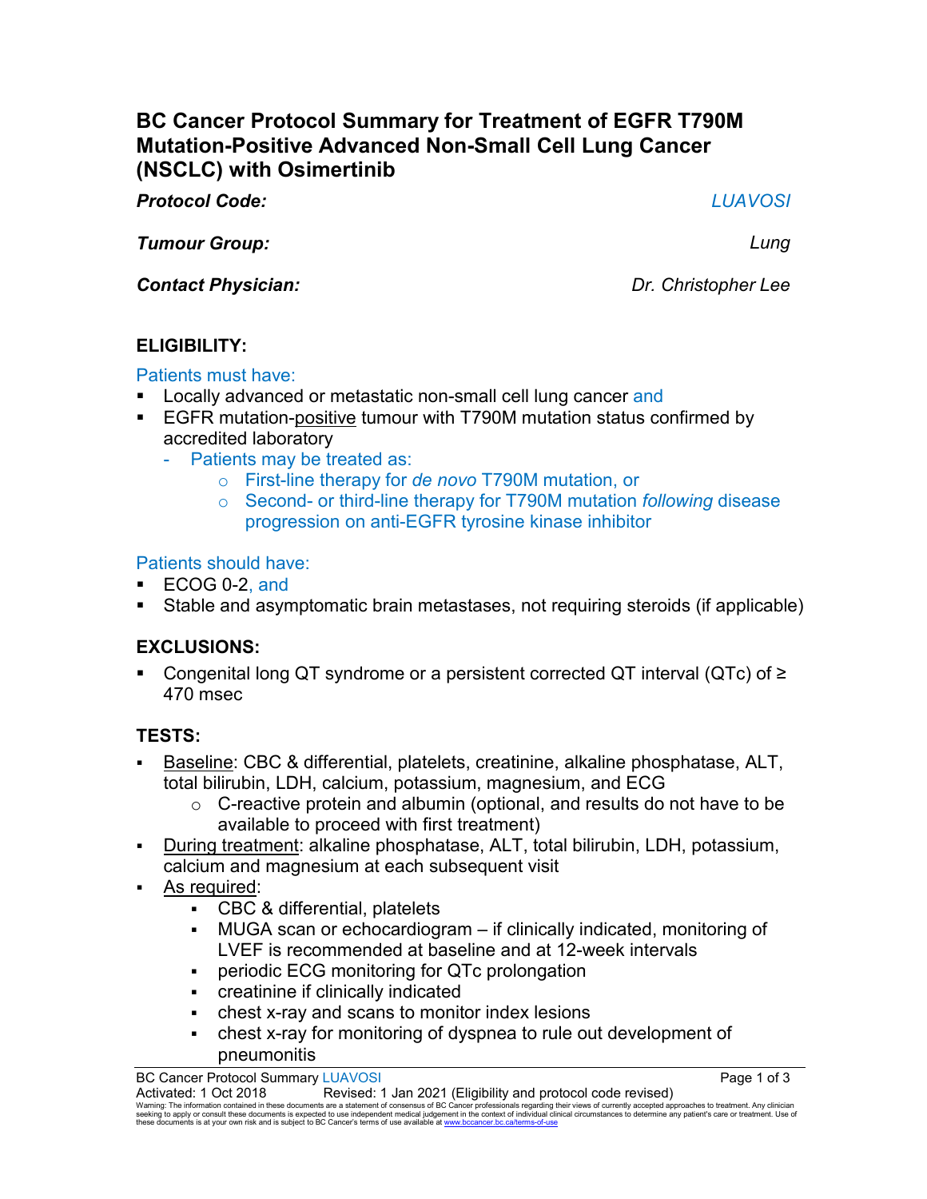# BC Cancer Protocol Summary for Treatment of EGFR T790M Mutation-Positive Advanced Non-Small Cell Lung Cancer (NSCLC) with Osimertinib

***Protocol Code:*** *LUAVOSI*

***Tumour Group:*** *Lung*

***Contact Physician:*** *Dr. Christopher Lee*

## ELIGIBILITY:

Patients must have:

- Locally advanced or metastatic non-small cell lung cancer and
- EGFR mutation-positive tumour with T790M mutation status confirmed by accredited laboratory
  - Patients may be treated as:
    - First-line therapy for *de novo* T790M mutation, or
    - Second- or third-line therapy for T790M mutation *following* disease progression on anti-EGFR tyrosine kinase inhibitor

Patients should have:

- ECOG 0-2, and
- Stable and asymptomatic brain metastases, not requiring steroids (if applicable)

## EXCLUSIONS:

- Congenital long QT syndrome or a persistent corrected QT interval (QTc) of ≥ 470 msec

## TESTS:

- Baseline: CBC & differential, platelets, creatinine, alkaline phosphatase, ALT, total bilirubin, LDH, calcium, potassium, magnesium, and ECG
  - C-reactive protein and albumin (optional, and results do not have to be available to proceed with first treatment)
- During treatment: alkaline phosphatase, ALT, total bilirubin, LDH, potassium, calcium and magnesium at each subsequent visit
- As required:
  - CBC & differential, platelets
  - MUGA scan or echocardiogram – if clinically indicated, monitoring of LVEF is recommended at baseline and at 12-week intervals
  - periodic ECG monitoring for QTc prolongation
  - creatinine if clinically indicated
  - chest x-ray and scans to monitor index lesions
  - chest x-ray for monitoring of dyspnea to rule out development of pneumonitis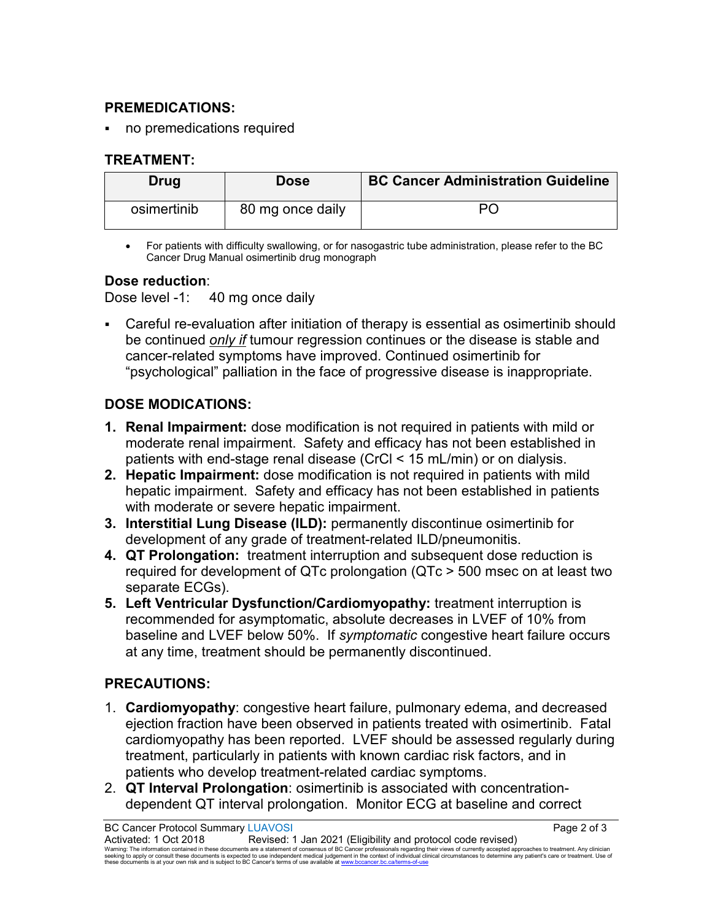## PREMEDICATIONS:

- no premedications required

## TREATMENT:

| Drug | Dose | BC Cancer Administration Guideline |
|---|---|---|
| osimertinib | 80 mg once daily | PO |

- For patients with difficulty swallowing, or for nasogastric tube administration, please refer to the BC Cancer Drug Manual osimertinib drug monograph

**Dose reduction**:
Dose level -1: 40 mg once daily

- Careful re-evaluation after initiation of therapy is essential as osimertinib should be continued <u>*only if*</u> tumour regression continues or the disease is stable and cancer-related symptoms have improved. Continued osimertinib for "psychological" palliation in the face of progressive disease is inappropriate.

## DOSE MODICATIONS:

1. **Renal Impairment:** dose modification is not required in patients with mild or moderate renal impairment. Safety and efficacy has not been established in patients with end-stage renal disease (CrCl < 15 mL/min) or on dialysis.
2. **Hepatic Impairment:** dose modification is not required in patients with mild hepatic impairment. Safety and efficacy has not been established in patients with moderate or severe hepatic impairment.
3. **Interstitial Lung Disease (ILD):** permanently discontinue osimertinib for development of any grade of treatment-related ILD/pneumonitis.
4. **QT Prolongation:** treatment interruption and subsequent dose reduction is required for development of QTc prolongation (QTc > 500 msec on at least two separate ECGs).
5. **Left Ventricular Dysfunction/Cardiomyopathy:** treatment interruption is recommended for asymptomatic, absolute decreases in LVEF of 10% from baseline and LVEF below 50%. If *symptomatic* congestive heart failure occurs at any time, treatment should be permanently discontinued.

## PRECAUTIONS:

1. **Cardiomyopathy**: congestive heart failure, pulmonary edema, and decreased ejection fraction have been observed in patients treated with osimertinib. Fatal cardiomyopathy has been reported. LVEF should be assessed regularly during treatment, particularly in patients with known cardiac risk factors, and in patients who develop treatment-related cardiac symptoms.
2. **QT Interval Prolongation**: osimertinib is associated with concentration-dependent QT interval prolongation. Monitor ECG at baseline and correct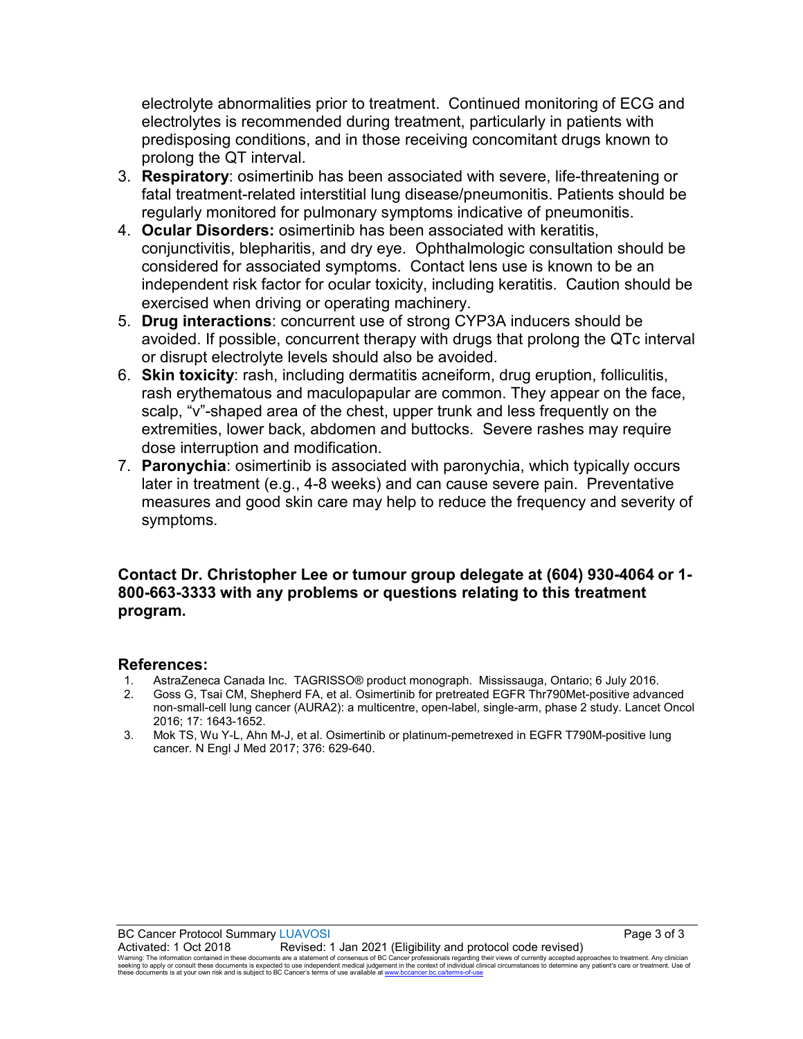electrolyte abnormalities prior to treatment. Continued monitoring of ECG and electrolytes is recommended during treatment, particularly in patients with predisposing conditions, and in those receiving concomitant drugs known to prolong the QT interval.

3. **Respiratory**: osimertinib has been associated with severe, life-threatening or fatal treatment-related interstitial lung disease/pneumonitis. Patients should be regularly monitored for pulmonary symptoms indicative of pneumonitis.
4. **Ocular Disorders:** osimertinib has been associated with keratitis, conjunctivitis, blepharitis, and dry eye. Ophthalmologic consultation should be considered for associated symptoms. Contact lens use is known to be an independent risk factor for ocular toxicity, including keratitis. Caution should be exercised when driving or operating machinery.
5. **Drug interactions**: concurrent use of strong CYP3A inducers should be avoided. If possible, concurrent therapy with drugs that prolong the QTc interval or disrupt electrolyte levels should also be avoided.
6. **Skin toxicity**: rash, including dermatitis acneiform, drug eruption, folliculitis, rash erythematous and maculopapular are common. They appear on the face, scalp, "v"-shaped area of the chest, upper trunk and less frequently on the extremities, lower back, abdomen and buttocks. Severe rashes may require dose interruption and modification.
7. **Paronychia**: osimertinib is associated with paronychia, which typically occurs later in treatment (e.g., 4-8 weeks) and can cause severe pain. Preventative measures and good skin care may help to reduce the frequency and severity of symptoms.

**Contact Dr. Christopher Lee or tumour group delegate at (604) 930-4064 or 1-800-663-3333 with any problems or questions relating to this treatment program.**

## References:

1. AstraZeneca Canada Inc. TAGRISSO® product monograph. Mississauga, Ontario; 6 July 2016.
2. Goss G, Tsai CM, Shepherd FA, et al. Osimertinib for pretreated EGFR Thr790Met-positive advanced non-small-cell lung cancer (AURA2): a multicentre, open-label, single-arm, phase 2 study. Lancet Oncol 2016; 17: 1643-1652.
3. Mok TS, Wu Y-L, Ahn M-J, et al. Osimertinib or platinum-pemetrexed in EGFR T790M-positive lung cancer. N Engl J Med 2017; 376: 629-640.